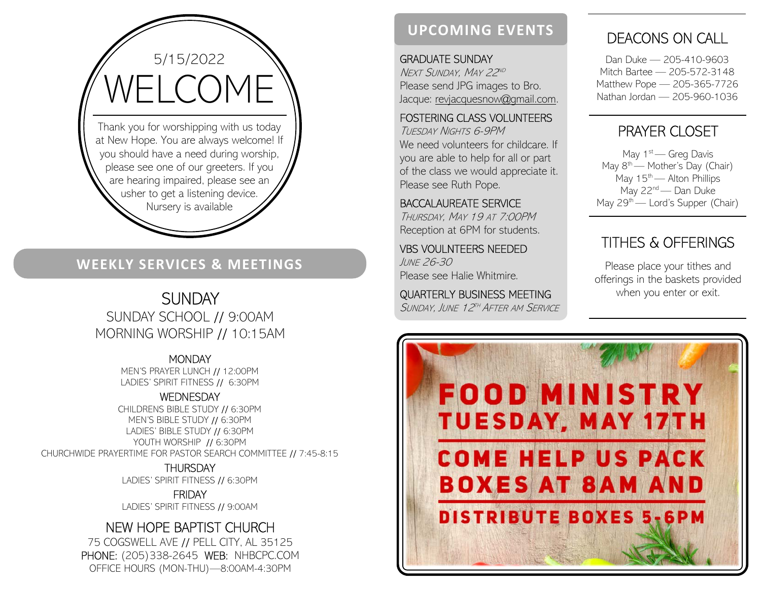5/15/2022

# WELCOME

Thank you for worshipping with us today at New Hope. You are always welcome! If you should have a need during worship, please see one of our greeters. If you are hearing impaired, please see an usher to get a listening device. Nursery is available

## WEEKLY SERVICES & MEETINGS

### SUNDAY

SUNDAY SCHOOL // 9:00AM
MORNING WORSHIP // 10:15AM

### MONDAY

MEN'S PRAYER LUNCH // 12:00PM
LADIES' SPIRIT FITNESS // 6:30PM

### WEDNESDAY

CHILDRENS BIBLE STUDY // 6:30PM
MEN'S BIBLE STUDY // 6:30PM
LADIES' BIBLE STUDY // 6:30PM
YOUTH WORSHIP // 6:30PM
CHURCHWIDE PRAYERTIME FOR PASTOR SEARCH COMMITTEE // 7:45-8:15

### THURSDAY

LADIES' SPIRIT FITNESS // 6:30PM

### FRIDAY

LADIES' SPIRIT FITNESS // 9:00AM

### NEW HOPE BAPTIST CHURCH

75 COGSWELL AVE // PELL CITY, AL 35125
PHONE: (205)338-2645 WEB: NHBCPC.COM
OFFICE HOURS (MON-THU)—8:00AM-4:30PM

## UPCOMING EVENTS

**GRADUATE SUNDAY**
*Next Sunday, May 22nd*
Please send JPG images to Bro. Jacque: revjacquesnow@gmail.com.

**FOSTERING CLASS VOLUNTEERS**
*Tuesday Nights 6-9PM*
We need volunteers for childcare. If you are able to help for all or part of the class we would appreciate it. Please see Ruth Pope.

**BACCALAUREATE SERVICE**
*Thursday, May 19 at 7:00PM*
Reception at 6PM for students.

**VBS VOULNTEERS NEEDED**
*June 26-30*
Please see Halie Whitmire.

**QUARTERLY BUSINESS MEETING**
*Sunday, June 12th After AM Service*

## DEACONS ON CALL

Dan Duke — 205-410-9603
Mitch Bartee — 205-572-3148
Matthew Pope — 205-365-7726
Nathan Jordan — 205-960-1036

## PRAYER CLOSET

May 1st — Greg Davis
May 8th — Mother's Day (Chair)
May 15th — Alton Phillips
May 22nd — Dan Duke
May 29th — Lord's Supper (Chair)

## TITHES & OFFERINGS

Please place your tithes and offerings in the baskets provided when you enter or exit.

**FOOD MINISTRY**
**TUESDAY, MAY 17TH**

**COME HELP US PACK BOXES AT 8AM AND**

**DISTRIBUTE BOXES 5-6PM**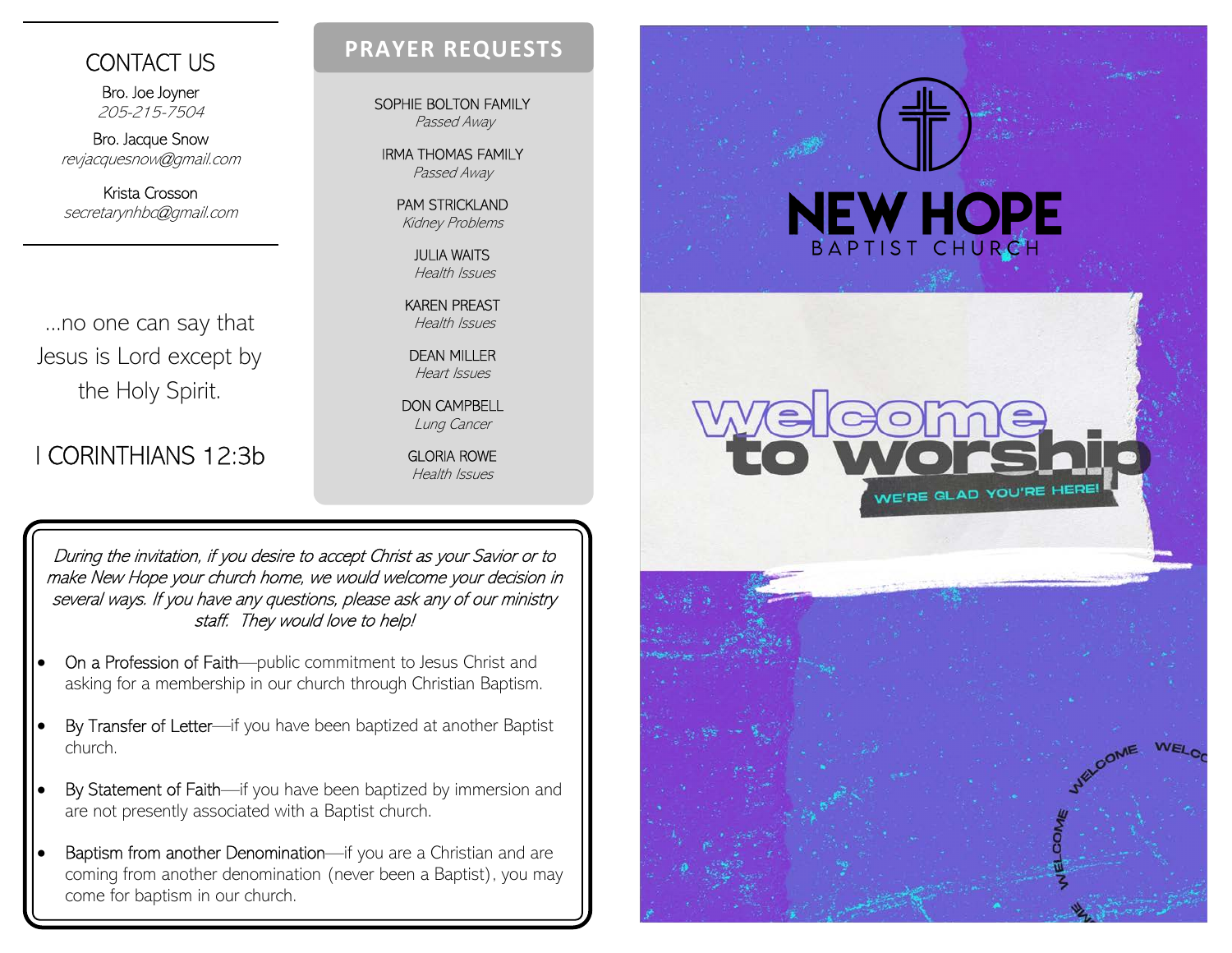## CONTACT US

Bro. Joe Joyner
*205-215-7504*

Bro. Jacque Snow
*revjacquesnow@gmail.com*

Krista Crosson
*secretarynhbc@gmail.com*

...no one can say that Jesus is Lord except by the Holy Spirit.

I CORINTHIANS 12:3b

## PRAYER REQUESTS

SOPHIE BOLTON FAMILY
*Passed Away*

IRMA THOMAS FAMILY
*Passed Away*

PAM STRICKLAND
*Kidney Problems*

JULIA WAITS
*Health Issues*

KAREN PREAST
*Health Issues*

DEAN MILLER
*Heart Issues*

DON CAMPBELL
*Lung Cancer*

GLORIA ROWE
*Health Issues*

*During the invitation, if you desire to accept Christ as your Savior or to make New Hope your church home, we would welcome your decision in several ways. If you have any questions, please ask any of our ministry staff. They would love to help!*

- On a Profession of Faith—public commitment to Jesus Christ and asking for a membership in our church through Christian Baptism.
- By Transfer of Letter—if you have been baptized at another Baptist church.
- By Statement of Faith—if you have been baptized by immersion and are not presently associated with a Baptist church.
- Baptism from another Denomination—if you are a Christian and are coming from another denomination (never been a Baptist), you may come for baptism in our church.

# NEW HOPE
BAPTIST CHURCH

welcome to worship

WE'RE GLAD YOU'RE HERE!

WELCOME WELCOME WELCOME